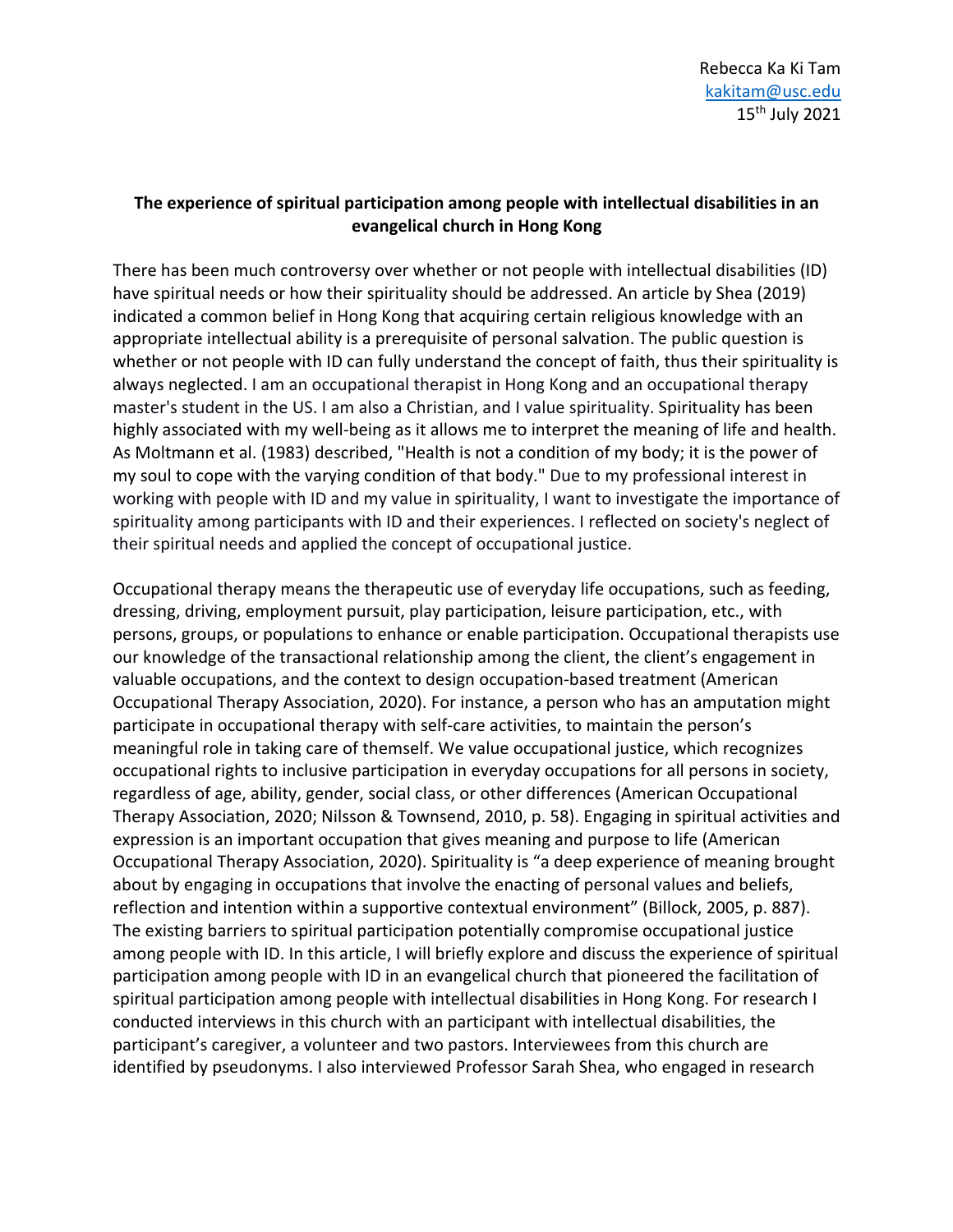Rebecca Ka Ki Tam
kakitam@usc.edu
15th July 2021

**The experience of spiritual participation among people with intellectual disabilities in an evangelical church in Hong Kong**

There has been much controversy over whether or not people with intellectual disabilities (ID) have spiritual needs or how their spirituality should be addressed. An article by Shea (2019) indicated a common belief in Hong Kong that acquiring certain religious knowledge with an appropriate intellectual ability is a prerequisite of personal salvation. The public question is whether or not people with ID can fully understand the concept of faith, thus their spirituality is always neglected. I am an occupational therapist in Hong Kong and an occupational therapy master's student in the US. I am also a Christian, and I value spirituality. Spirituality has been highly associated with my well-being as it allows me to interpret the meaning of life and health. As Moltmann et al. (1983) described, "Health is not a condition of my body; it is the power of my soul to cope with the varying condition of that body." Due to my professional interest in working with people with ID and my value in spirituality, I want to investigate the importance of spirituality among participants with ID and their experiences. I reflected on society's neglect of their spiritual needs and applied the concept of occupational justice.

Occupational therapy means the therapeutic use of everyday life occupations, such as feeding, dressing, driving, employment pursuit, play participation, leisure participation, etc., with persons, groups, or populations to enhance or enable participation. Occupational therapists use our knowledge of the transactional relationship among the client, the client's engagement in valuable occupations, and the context to design occupation-based treatment (American Occupational Therapy Association, 2020). For instance, a person who has an amputation might participate in occupational therapy with self-care activities, to maintain the person's meaningful role in taking care of themself. We value occupational justice, which recognizes occupational rights to inclusive participation in everyday occupations for all persons in society, regardless of age, ability, gender, social class, or other differences (American Occupational Therapy Association, 2020; Nilsson & Townsend, 2010, p. 58). Engaging in spiritual activities and expression is an important occupation that gives meaning and purpose to life (American Occupational Therapy Association, 2020). Spirituality is "a deep experience of meaning brought about by engaging in occupations that involve the enacting of personal values and beliefs, reflection and intention within a supportive contextual environment" (Billock, 2005, p. 887). The existing barriers to spiritual participation potentially compromise occupational justice among people with ID. In this article, I will briefly explore and discuss the experience of spiritual participation among people with ID in an evangelical church that pioneered the facilitation of spiritual participation among people with intellectual disabilities in Hong Kong. For research I conducted interviews in this church with an participant with intellectual disabilities, the participant's caregiver, a volunteer and two pastors. Interviewees from this church are identified by pseudonyms. I also interviewed Professor Sarah Shea, who engaged in research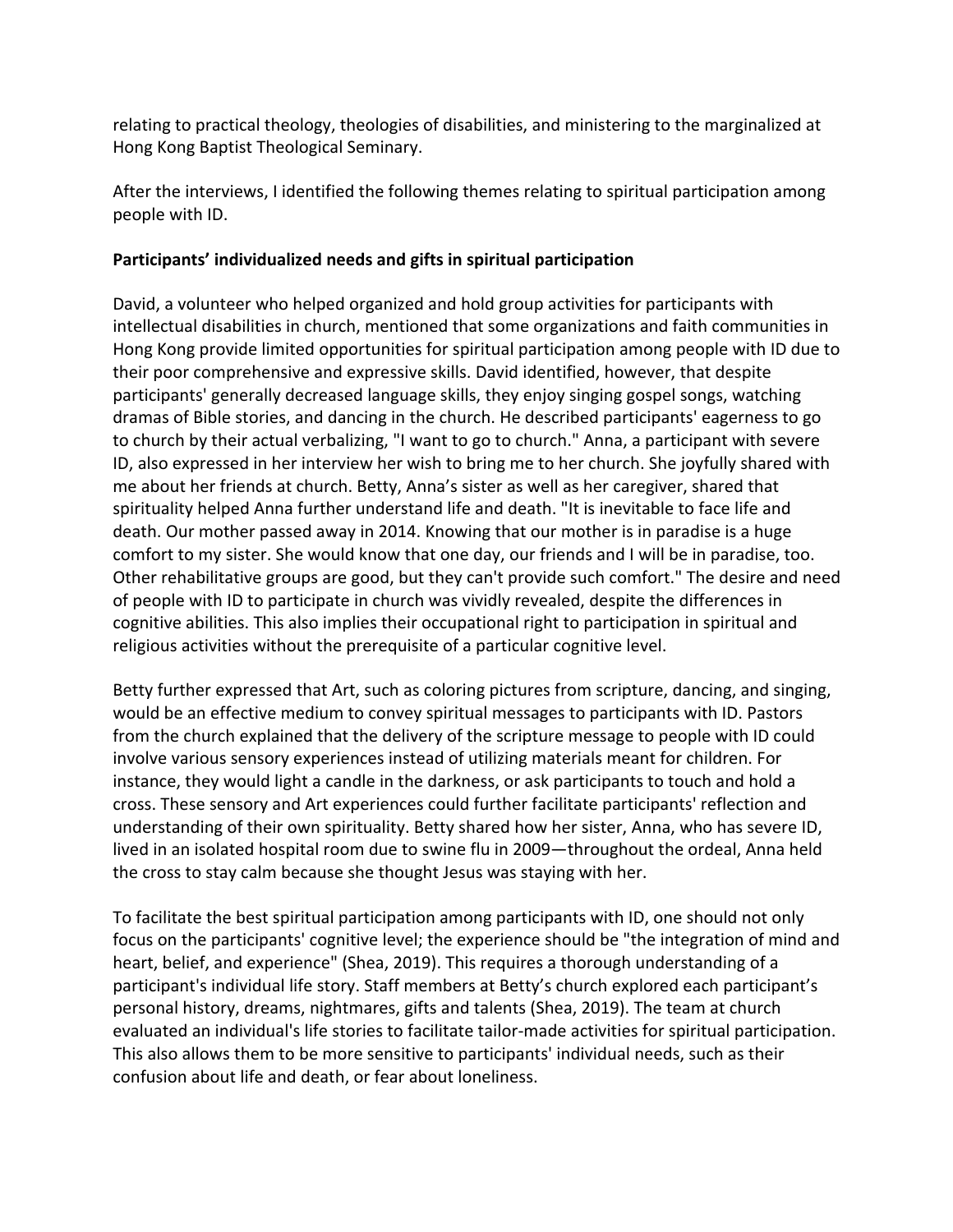relating to practical theology, theologies of disabilities, and ministering to the marginalized at Hong Kong Baptist Theological Seminary.

After the interviews, I identified the following themes relating to spiritual participation among people with ID.

**Participants' individualized needs and gifts in spiritual participation**

David, a volunteer who helped organized and hold group activities for participants with intellectual disabilities in church, mentioned that some organizations and faith communities in Hong Kong provide limited opportunities for spiritual participation among people with ID due to their poor comprehensive and expressive skills. David identified, however, that despite participants' generally decreased language skills, they enjoy singing gospel songs, watching dramas of Bible stories, and dancing in the church. He described participants' eagerness to go to church by their actual verbalizing, "I want to go to church." Anna, a participant with severe ID, also expressed in her interview her wish to bring me to her church. She joyfully shared with me about her friends at church. Betty, Anna's sister as well as her caregiver, shared that spirituality helped Anna further understand life and death. "It is inevitable to face life and death. Our mother passed away in 2014. Knowing that our mother is in paradise is a huge comfort to my sister. She would know that one day, our friends and I will be in paradise, too. Other rehabilitative groups are good, but they can't provide such comfort." The desire and need of people with ID to participate in church was vividly revealed, despite the differences in cognitive abilities. This also implies their occupational right to participation in spiritual and religious activities without the prerequisite of a particular cognitive level.

Betty further expressed that Art, such as coloring pictures from scripture, dancing, and singing, would be an effective medium to convey spiritual messages to participants with ID. Pastors from the church explained that the delivery of the scripture message to people with ID could involve various sensory experiences instead of utilizing materials meant for children. For instance, they would light a candle in the darkness, or ask participants to touch and hold a cross. These sensory and Art experiences could further facilitate participants' reflection and understanding of their own spirituality. Betty shared how her sister, Anna, who has severe ID, lived in an isolated hospital room due to swine flu in 2009—throughout the ordeal, Anna held the cross to stay calm because she thought Jesus was staying with her.

To facilitate the best spiritual participation among participants with ID, one should not only focus on the participants' cognitive level; the experience should be "the integration of mind and heart, belief, and experience" (Shea, 2019). This requires a thorough understanding of a participant's individual life story. Staff members at Betty's church explored each participant's personal history, dreams, nightmares, gifts and talents (Shea, 2019). The team at church evaluated an individual's life stories to facilitate tailor-made activities for spiritual participation. This also allows them to be more sensitive to participants' individual needs, such as their confusion about life and death, or fear about loneliness.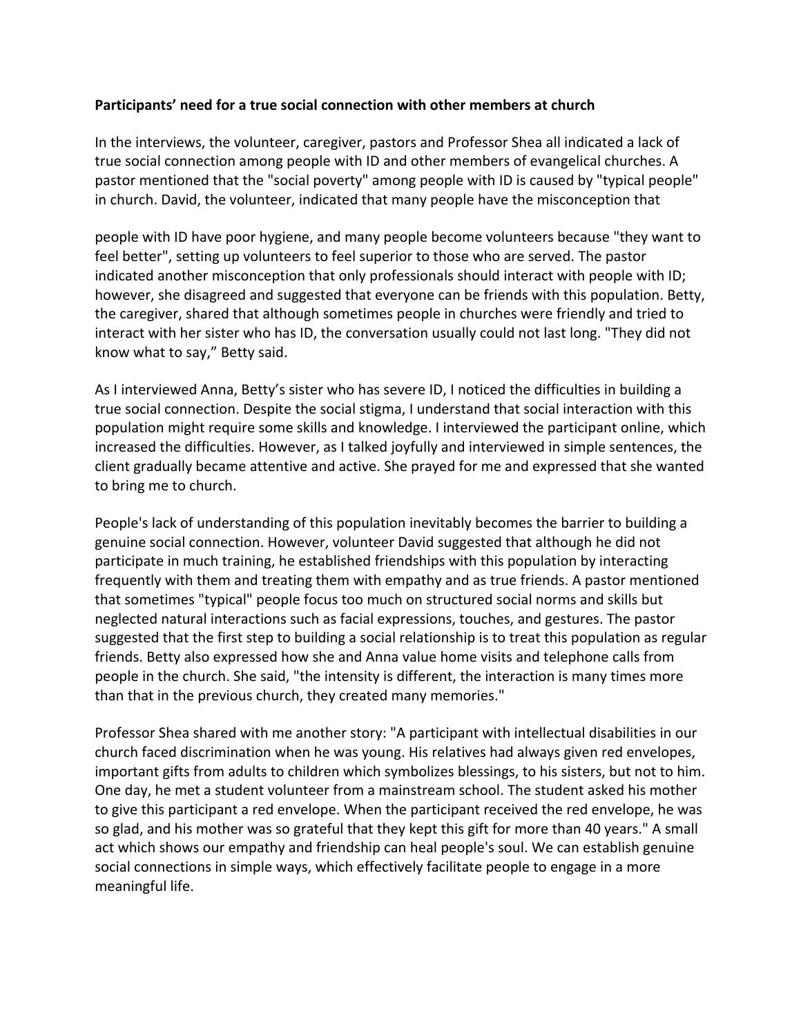**Participants' need for a true social connection with other members at church**

In the interviews, the volunteer, caregiver, pastors and Professor Shea all indicated a lack of true social connection among people with ID and other members of evangelical churches. A pastor mentioned that the "social poverty" among people with ID is caused by "typical people" in church. David, the volunteer, indicated that many people have the misconception that people with ID have poor hygiene, and many people become volunteers because "they want to feel better", setting up volunteers to feel superior to those who are served. The pastor indicated another misconception that only professionals should interact with people with ID; however, she disagreed and suggested that everyone can be friends with this population. Betty, the caregiver, shared that although sometimes people in churches were friendly and tried to interact with her sister who has ID, the conversation usually could not last long. "They did not know what to say," Betty said.

As I interviewed Anna, Betty's sister who has severe ID, I noticed the difficulties in building a true social connection. Despite the social stigma, I understand that social interaction with this population might require some skills and knowledge. I interviewed the participant online, which increased the difficulties. However, as I talked joyfully and interviewed in simple sentences, the client gradually became attentive and active. She prayed for me and expressed that she wanted to bring me to church.

People's lack of understanding of this population inevitably becomes the barrier to building a genuine social connection. However, volunteer David suggested that although he did not participate in much training, he established friendships with this population by interacting frequently with them and treating them with empathy and as true friends. A pastor mentioned that sometimes "typical" people focus too much on structured social norms and skills but neglected natural interactions such as facial expressions, touches, and gestures. The pastor suggested that the first step to building a social relationship is to treat this population as regular friends. Betty also expressed how she and Anna value home visits and telephone calls from people in the church. She said, "the intensity is different, the interaction is many times more than that in the previous church, they created many memories."

Professor Shea shared with me another story: "A participant with intellectual disabilities in our church faced discrimination when he was young. His relatives had always given red envelopes, important gifts from adults to children which symbolizes blessings, to his sisters, but not to him. One day, he met a student volunteer from a mainstream school. The student asked his mother to give this participant a red envelope. When the participant received the red envelope, he was so glad, and his mother was so grateful that they kept this gift for more than 40 years." A small act which shows our empathy and friendship can heal people's soul. We can establish genuine social connections in simple ways, which effectively facilitate people to engage in a more meaningful life.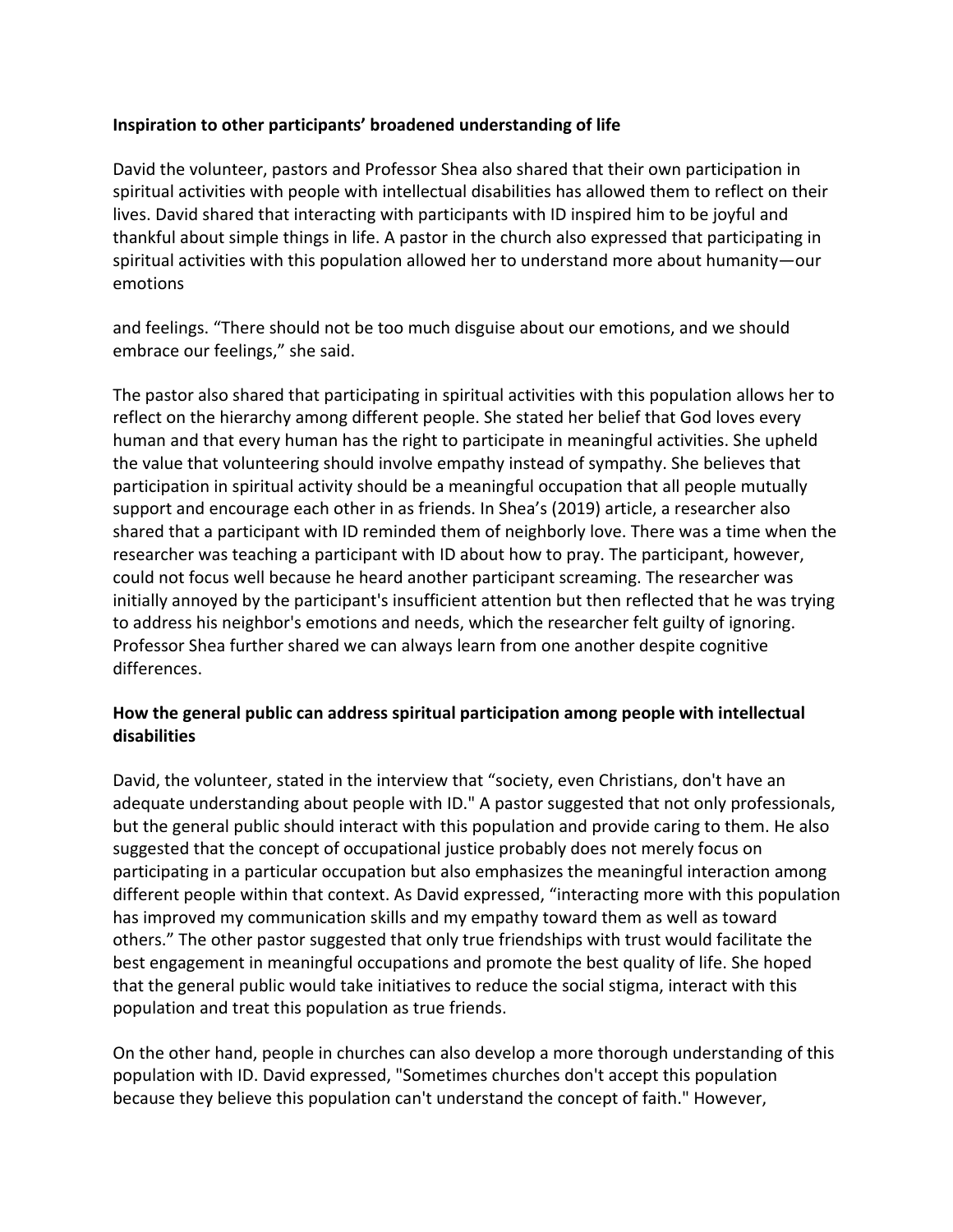**Inspiration to other participants' broadened understanding of life**

David the volunteer, pastors and Professor Shea also shared that their own participation in spiritual activities with people with intellectual disabilities has allowed them to reflect on their lives. David shared that interacting with participants with ID inspired him to be joyful and thankful about simple things in life. A pastor in the church also expressed that participating in spiritual activities with this population allowed her to understand more about humanity—our emotions and feelings. "There should not be too much disguise about our emotions, and we should embrace our feelings," she said.

The pastor also shared that participating in spiritual activities with this population allows her to reflect on the hierarchy among different people. She stated her belief that God loves every human and that every human has the right to participate in meaningful activities. She upheld the value that volunteering should involve empathy instead of sympathy. She believes that participation in spiritual activity should be a meaningful occupation that all people mutually support and encourage each other in as friends. In Shea's (2019) article, a researcher also shared that a participant with ID reminded them of neighborly love. There was a time when the researcher was teaching a participant with ID about how to pray. The participant, however, could not focus well because he heard another participant screaming. The researcher was initially annoyed by the participant's insufficient attention but then reflected that he was trying to address his neighbor's emotions and needs, which the researcher felt guilty of ignoring. Professor Shea further shared we can always learn from one another despite cognitive differences.

**How the general public can address spiritual participation among people with intellectual disabilities**

David, the volunteer, stated in the interview that "society, even Christians, don't have an adequate understanding about people with ID." A pastor suggested that not only professionals, but the general public should interact with this population and provide caring to them. He also suggested that the concept of occupational justice probably does not merely focus on participating in a particular occupation but also emphasizes the meaningful interaction among different people within that context. As David expressed, "interacting more with this population has improved my communication skills and my empathy toward them as well as toward others." The other pastor suggested that only true friendships with trust would facilitate the best engagement in meaningful occupations and promote the best quality of life. She hoped that the general public would take initiatives to reduce the social stigma, interact with this population and treat this population as true friends.

On the other hand, people in churches can also develop a more thorough understanding of this population with ID. David expressed, "Sometimes churches don't accept this population because they believe this population can't understand the concept of faith." However,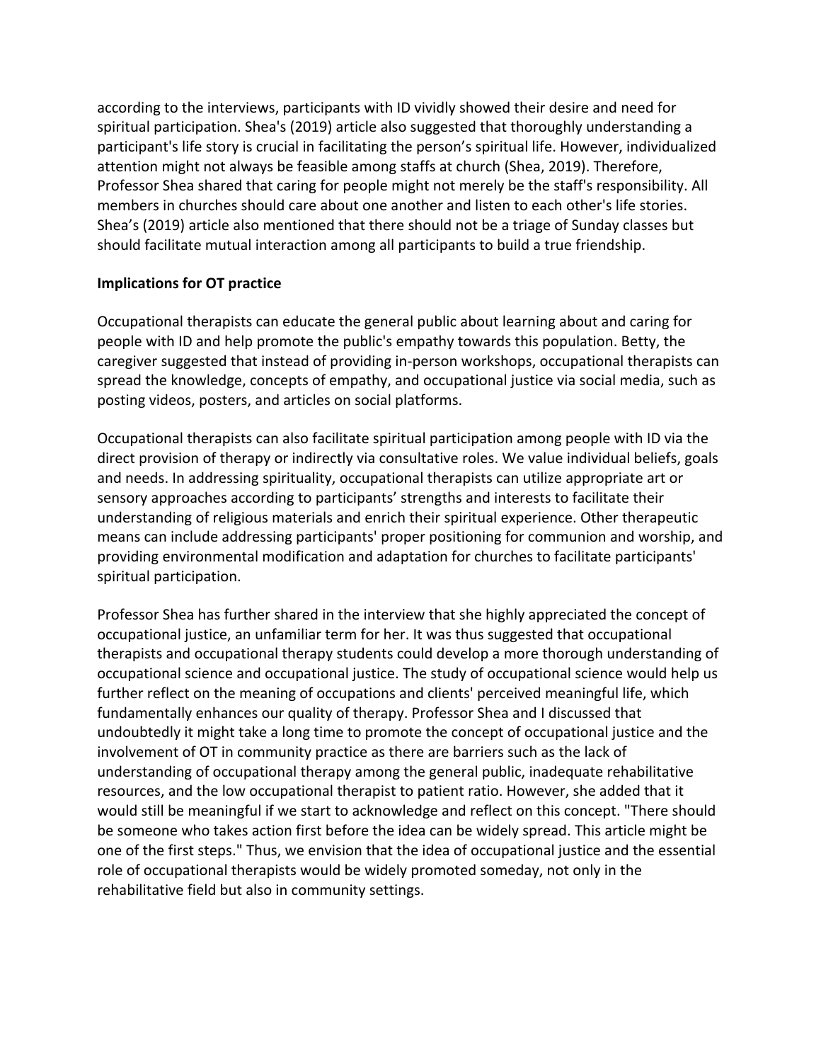according to the interviews, participants with ID vividly showed their desire and need for spiritual participation. Shea's (2019) article also suggested that thoroughly understanding a participant's life story is crucial in facilitating the person's spiritual life. However, individualized attention might not always be feasible among staffs at church (Shea, 2019). Therefore, Professor Shea shared that caring for people might not merely be the staff's responsibility. All members in churches should care about one another and listen to each other's life stories. Shea's (2019) article also mentioned that there should not be a triage of Sunday classes but should facilitate mutual interaction among all participants to build a true friendship.

**Implications for OT practice**

Occupational therapists can educate the general public about learning about and caring for people with ID and help promote the public's empathy towards this population. Betty, the caregiver suggested that instead of providing in-person workshops, occupational therapists can spread the knowledge, concepts of empathy, and occupational justice via social media, such as posting videos, posters, and articles on social platforms.

Occupational therapists can also facilitate spiritual participation among people with ID via the direct provision of therapy or indirectly via consultative roles. We value individual beliefs, goals and needs. In addressing spirituality, occupational therapists can utilize appropriate art or sensory approaches according to participants' strengths and interests to facilitate their understanding of religious materials and enrich their spiritual experience. Other therapeutic means can include addressing participants' proper positioning for communion and worship, and providing environmental modification and adaptation for churches to facilitate participants' spiritual participation.

Professor Shea has further shared in the interview that she highly appreciated the concept of occupational justice, an unfamiliar term for her. It was thus suggested that occupational therapists and occupational therapy students could develop a more thorough understanding of occupational science and occupational justice. The study of occupational science would help us further reflect on the meaning of occupations and clients' perceived meaningful life, which fundamentally enhances our quality of therapy. Professor Shea and I discussed that undoubtedly it might take a long time to promote the concept of occupational justice and the involvement of OT in community practice as there are barriers such as the lack of understanding of occupational therapy among the general public, inadequate rehabilitative resources, and the low occupational therapist to patient ratio. However, she added that it would still be meaningful if we start to acknowledge and reflect on this concept. "There should be someone who takes action first before the idea can be widely spread. This article might be one of the first steps." Thus, we envision that the idea of occupational justice and the essential role of occupational therapists would be widely promoted someday, not only in the rehabilitative field but also in community settings.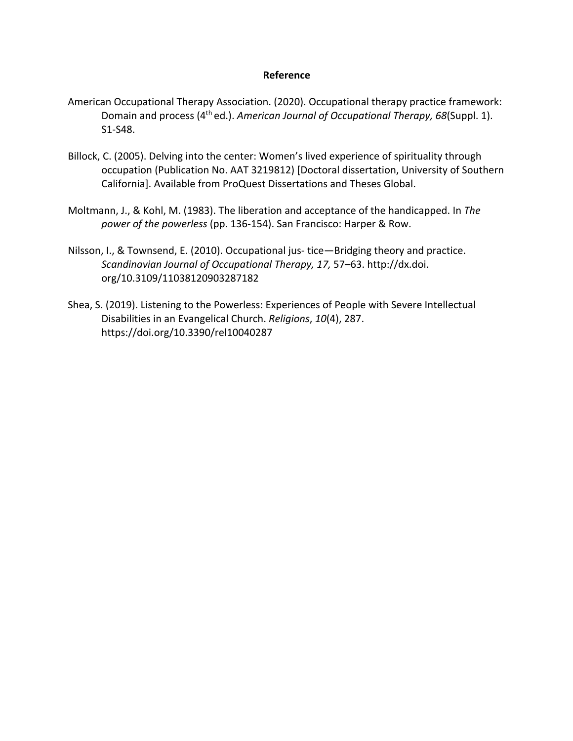## Reference

American Occupational Therapy Association. (2020). Occupational therapy practice framework: Domain and process (4th ed.). *American Journal of Occupational Therapy, 68*(Suppl. 1). S1-S48.

Billock, C. (2005). Delving into the center: Women's lived experience of spirituality through occupation (Publication No. AAT 3219812) [Doctoral dissertation, University of Southern California]. Available from ProQuest Dissertations and Theses Global.

Moltmann, J., & Kohl, M. (1983). The liberation and acceptance of the handicapped. In *The power of the powerless* (pp. 136-154). San Francisco: Harper & Row.

Nilsson, I., & Townsend, E. (2010). Occupational jus- tice—Bridging theory and practice. *Scandinavian Journal of Occupational Therapy, 17,* 57–63. http://dx.doi. org/10.3109/11038120903287182

Shea, S. (2019). Listening to the Powerless: Experiences of People with Severe Intellectual Disabilities in an Evangelical Church. *Religions*, *10*(4), 287. https://doi.org/10.3390/rel10040287